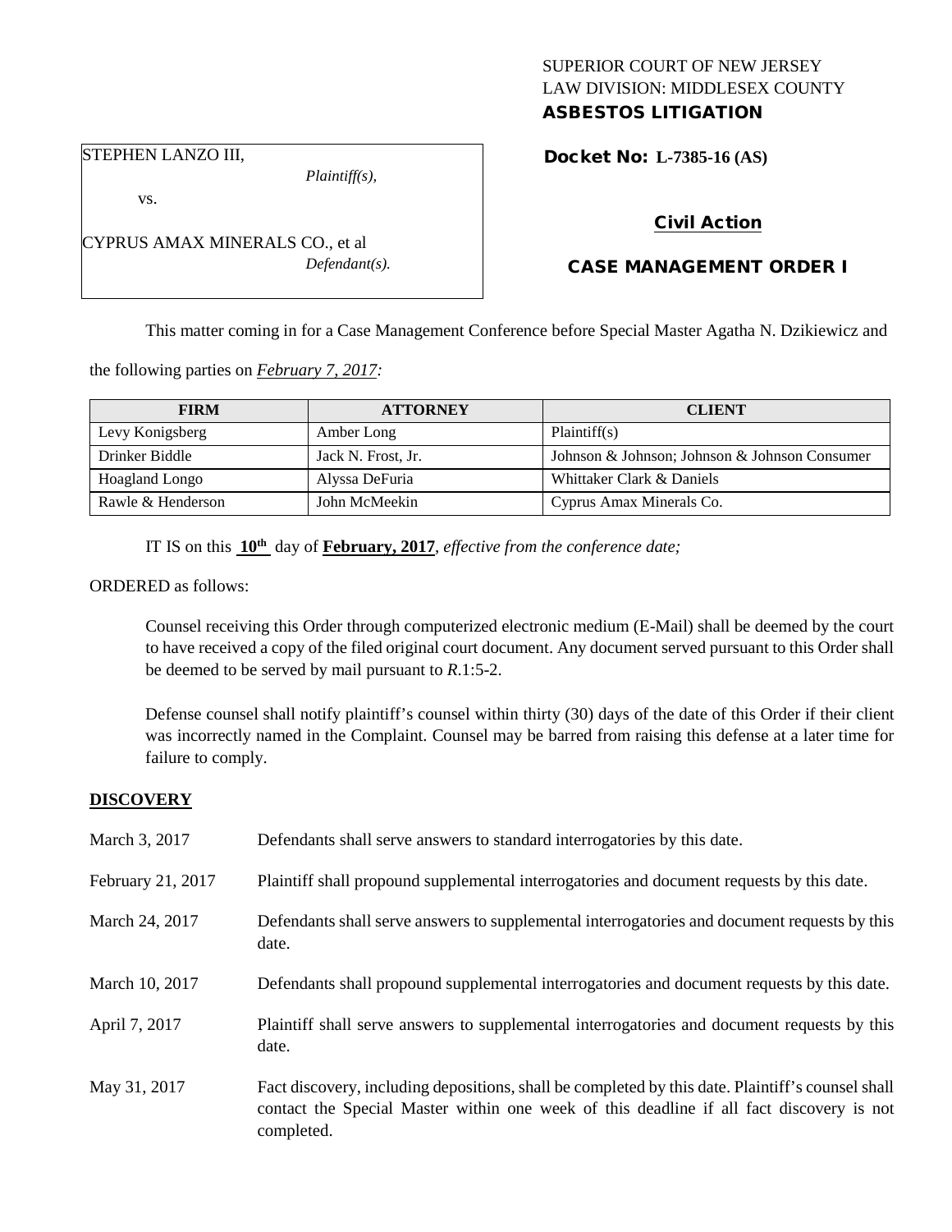SUPERIOR COURT OF NEW JERSEY
LAW DIVISION: MIDDLESEX COUNTY
**ASBESTOS LITIGATION**

STEPHEN LANZO III,
*Plaintiff(s),*
vs.
CYPRUS AMAX MINERALS CO., et al
*Defendant(s).*

**Docket No: L-7385-16 (AS)**

**Civil Action**

**CASE MANAGEMENT ORDER I**

This matter coming in for a Case Management Conference before Special Master Agatha N. Dzikiewicz and the following parties on *February 7, 2017:*

| FIRM | ATTORNEY | CLIENT |
|---|---|---|
| Levy Konigsberg | Amber Long | Plaintiff(s) |
| Drinker Biddle | Jack N. Frost, Jr. | Johnson & Johnson; Johnson & Johnson Consumer |
| Hoagland Longo | Alyssa DeFuria | Whittaker Clark & Daniels |
| Rawle & Henderson | John McMeekin | Cyprus Amax Minerals Co. |

IT IS on this **10th** day of **February, 2017**, *effective from the conference date;*

ORDERED as follows:

Counsel receiving this Order through computerized electronic medium (E-Mail) shall be deemed by the court to have received a copy of the filed original court document. Any document served pursuant to this Order shall be deemed to be served by mail pursuant to *R.*1:5-2.

Defense counsel shall notify plaintiff's counsel within thirty (30) days of the date of this Order if their client was incorrectly named in the Complaint. Counsel may be barred from raising this defense at a later time for failure to comply.

**DISCOVERY**

March 3, 2017 — Defendants shall serve answers to standard interrogatories by this date.

February 21, 2017 — Plaintiff shall propound supplemental interrogatories and document requests by this date.

March 24, 2017 — Defendants shall serve answers to supplemental interrogatories and document requests by this date.

March 10, 2017 — Defendants shall propound supplemental interrogatories and document requests by this date.

April 7, 2017 — Plaintiff shall serve answers to supplemental interrogatories and document requests by this date.

May 31, 2017 — Fact discovery, including depositions, shall be completed by this date. Plaintiff's counsel shall contact the Special Master within one week of this deadline if all fact discovery is not completed.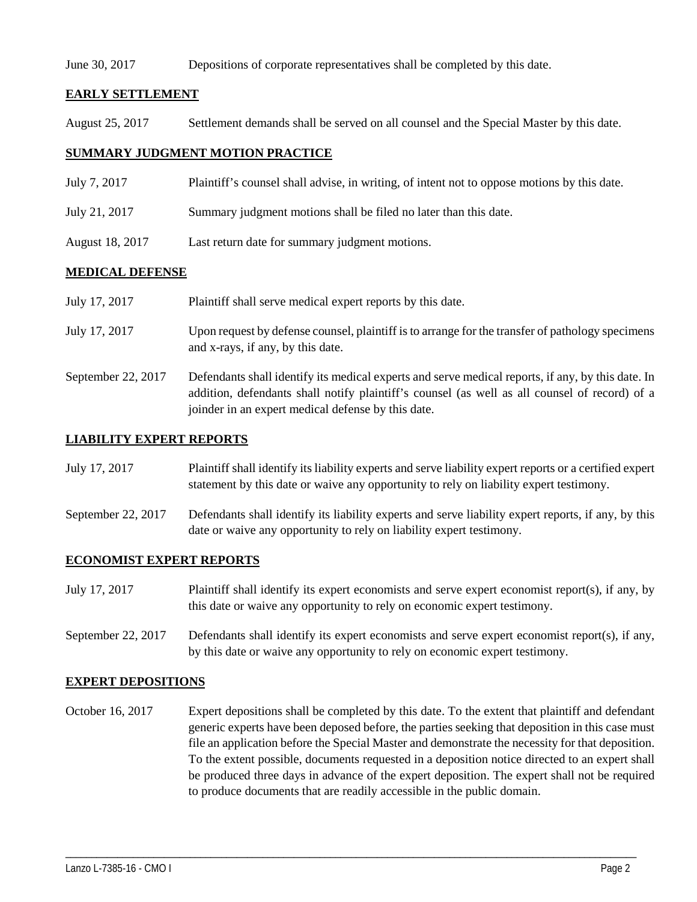June 30, 2017 Depositions of corporate representatives shall be completed by this date.

**EARLY SETTLEMENT**

August 25, 2017 Settlement demands shall be served on all counsel and the Special Master by this date.

**SUMMARY JUDGMENT MOTION PRACTICE**

July 7, 2017 Plaintiff's counsel shall advise, in writing, of intent not to oppose motions by this date.

July 21, 2017 Summary judgment motions shall be filed no later than this date.

August 18, 2017 Last return date for summary judgment motions.

**MEDICAL DEFENSE**

July 17, 2017 Plaintiff shall serve medical expert reports by this date.

July 17, 2017 Upon request by defense counsel, plaintiff is to arrange for the transfer of pathology specimens and x-rays, if any, by this date.

September 22, 2017 Defendants shall identify its medical experts and serve medical reports, if any, by this date. In addition, defendants shall notify plaintiff's counsel (as well as all counsel of record) of a joinder in an expert medical defense by this date.

**LIABILITY EXPERT REPORTS**

July 17, 2017 Plaintiff shall identify its liability experts and serve liability expert reports or a certified expert statement by this date or waive any opportunity to rely on liability expert testimony.

September 22, 2017 Defendants shall identify its liability experts and serve liability expert reports, if any, by this date or waive any opportunity to rely on liability expert testimony.

**ECONOMIST EXPERT REPORTS**

July 17, 2017 Plaintiff shall identify its expert economists and serve expert economist report(s), if any, by this date or waive any opportunity to rely on economic expert testimony.

September 22, 2017 Defendants shall identify its expert economists and serve expert economist report(s), if any, by this date or waive any opportunity to rely on economic expert testimony.

**EXPERT DEPOSITIONS**

October 16, 2017 Expert depositions shall be completed by this date. To the extent that plaintiff and defendant generic experts have been deposed before, the parties seeking that deposition in this case must file an application before the Special Master and demonstrate the necessity for that deposition. To the extent possible, documents requested in a deposition notice directed to an expert shall be produced three days in advance of the expert deposition. The expert shall not be required to produce documents that are readily accessible in the public domain.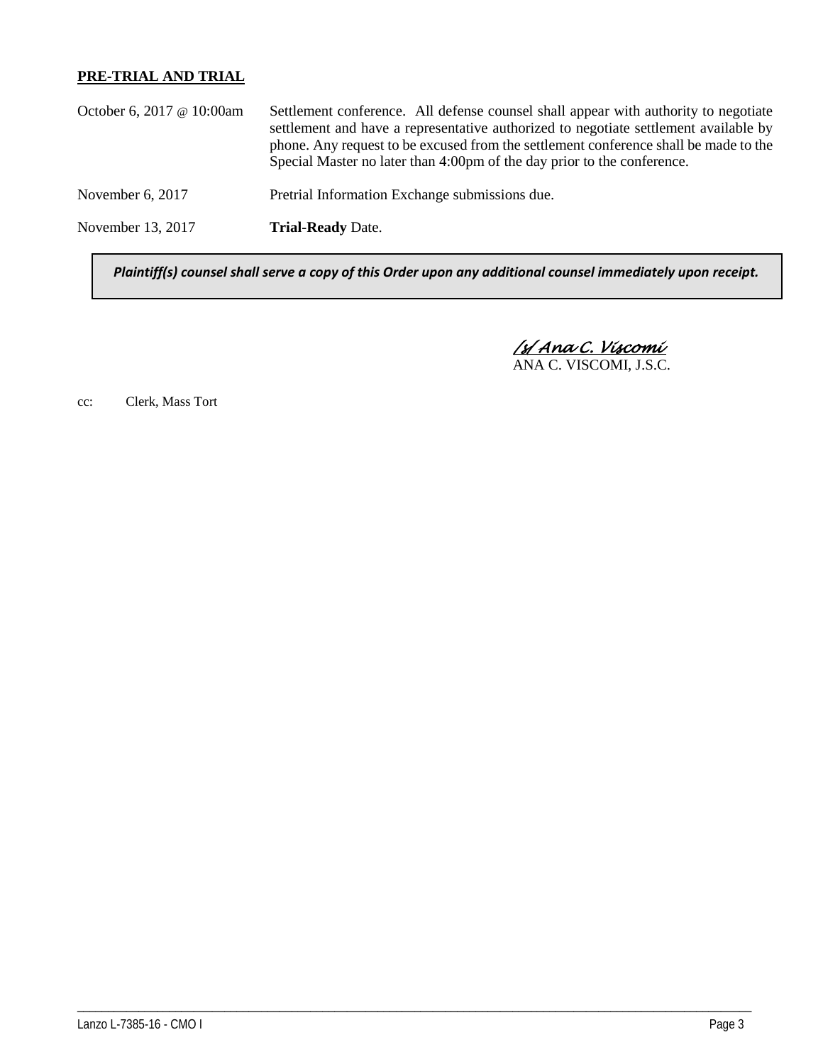**PRE-TRIAL AND TRIAL**

| | |
|---|---|
| October 6, 2017 @ 10:00am | Settlement conference. All defense counsel shall appear with authority to negotiate settlement and have a representative authorized to negotiate settlement available by phone. Any request to be excused from the settlement conference shall be made to the Special Master no later than 4:00pm of the day prior to the conference. |
| November 6, 2017 | Pretrial Information Exchange submissions due. |
| November 13, 2017 | **Trial-Ready** Date. |

***Plaintiff(s) counsel shall serve a copy of this Order upon any additional counsel immediately upon receipt.***

/s/ Ana C. Viscomi
ANA C. VISCOMI, J.S.C.

cc: Clerk, Mass Tort